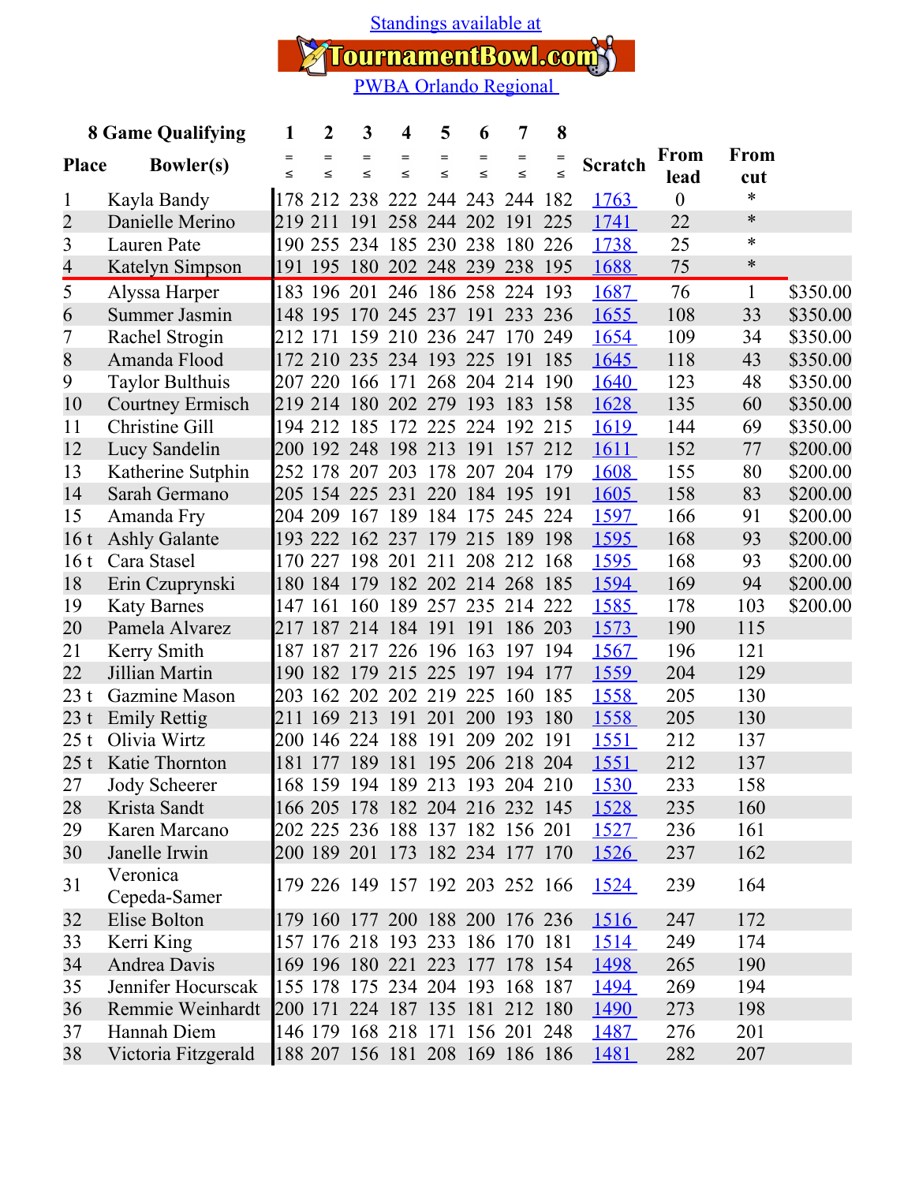Standings available at

TournamentBowl.com

PWBA Orlando Regional

| Place | 8 Game Qualifying Bowler(s) | 1 | 2 | 3 | 4 | 5 | 6 | 7 | 8 | Scratch | From lead | From cut | |
|---|---|---|---|---|---|---|---|---|---|---|---|---|---|
| | | =≤ | =≤ | =≤ | =≤ | =≤ | =≤ | =≤ | =≤ | | | | |
| 1 | Kayla Bandy | 178 | 212 | 238 | 222 | 244 | 243 | 244 | 182 | 1763 | 0 | * | |
| 2 | Danielle Merino | 219 | 211 | 191 | 258 | 244 | 202 | 191 | 225 | 1741 | 22 | * | |
| 3 | Lauren Pate | 190 | 255 | 234 | 185 | 230 | 238 | 180 | 226 | 1738 | 25 | * | |
| 4 | Katelyn Simpson | 191 | 195 | 180 | 202 | 248 | 239 | 238 | 195 | 1688 | 75 | * | |
| 5 | Alyssa Harper | 183 | 196 | 201 | 246 | 186 | 258 | 224 | 193 | 1687 | 76 | 1 | $350.00 |
| 6 | Summer Jasmin | 148 | 195 | 170 | 245 | 237 | 191 | 233 | 236 | 1655 | 108 | 33 | $350.00 |
| 7 | Rachel Strogin | 212 | 171 | 159 | 210 | 236 | 247 | 170 | 249 | 1654 | 109 | 34 | $350.00 |
| 8 | Amanda Flood | 172 | 210 | 235 | 234 | 193 | 225 | 191 | 185 | 1645 | 118 | 43 | $350.00 |
| 9 | Taylor Bulthuis | 207 | 220 | 166 | 171 | 268 | 204 | 214 | 190 | 1640 | 123 | 48 | $350.00 |
| 10 | Courtney Ermisch | 219 | 214 | 180 | 202 | 279 | 193 | 183 | 158 | 1628 | 135 | 60 | $350.00 |
| 11 | Christine Gill | 194 | 212 | 185 | 172 | 225 | 224 | 192 | 215 | 1619 | 144 | 69 | $350.00 |
| 12 | Lucy Sandelin | 200 | 192 | 248 | 198 | 213 | 191 | 157 | 212 | 1611 | 152 | 77 | $200.00 |
| 13 | Katherine Sutphin | 252 | 178 | 207 | 203 | 178 | 207 | 204 | 179 | 1608 | 155 | 80 | $200.00 |
| 14 | Sarah Germano | 205 | 154 | 225 | 231 | 220 | 184 | 195 | 191 | 1605 | 158 | 83 | $200.00 |
| 15 | Amanda Fry | 204 | 209 | 167 | 189 | 184 | 175 | 245 | 224 | 1597 | 166 | 91 | $200.00 |
| 16 t | Ashly Galante | 193 | 222 | 162 | 237 | 179 | 215 | 189 | 198 | 1595 | 168 | 93 | $200.00 |
| 16 t | Cara Stasel | 170 | 227 | 198 | 201 | 211 | 208 | 212 | 168 | 1595 | 168 | 93 | $200.00 |
| 18 | Erin Czuprynski | 180 | 184 | 179 | 182 | 202 | 214 | 268 | 185 | 1594 | 169 | 94 | $200.00 |
| 19 | Katy Barnes | 147 | 161 | 160 | 189 | 257 | 235 | 214 | 222 | 1585 | 178 | 103 | $200.00 |
| 20 | Pamela Alvarez | 217 | 187 | 214 | 184 | 191 | 191 | 186 | 203 | 1573 | 190 | 115 | |
| 21 | Kerry Smith | 187 | 187 | 217 | 226 | 196 | 163 | 197 | 194 | 1567 | 196 | 121 | |
| 22 | Jillian Martin | 190 | 182 | 179 | 215 | 225 | 197 | 194 | 177 | 1559 | 204 | 129 | |
| 23 t | Gazmine Mason | 203 | 162 | 202 | 202 | 219 | 225 | 160 | 185 | 1558 | 205 | 130 | |
| 23 t | Emily Rettig | 211 | 169 | 213 | 191 | 201 | 200 | 193 | 180 | 1558 | 205 | 130 | |
| 25 t | Olivia Wirtz | 200 | 146 | 224 | 188 | 191 | 209 | 202 | 191 | 1551 | 212 | 137 | |
| 25 t | Katie Thornton | 181 | 177 | 189 | 181 | 195 | 206 | 218 | 204 | 1551 | 212 | 137 | |
| 27 | Jody Scheerer | 168 | 159 | 194 | 189 | 213 | 193 | 204 | 210 | 1530 | 233 | 158 | |
| 28 | Krista Sandt | 166 | 205 | 178 | 182 | 204 | 216 | 232 | 145 | 1528 | 235 | 160 | |
| 29 | Karen Marcano | 202 | 225 | 236 | 188 | 137 | 182 | 156 | 201 | 1527 | 236 | 161 | |
| 30 | Janelle Irwin | 200 | 189 | 201 | 173 | 182 | 234 | 177 | 170 | 1526 | 237 | 162 | |
| 31 | Veronica Cepeda-Samer | 179 | 226 | 149 | 157 | 192 | 203 | 252 | 166 | 1524 | 239 | 164 | |
| 32 | Elise Bolton | 179 | 160 | 177 | 200 | 188 | 200 | 176 | 236 | 1516 | 247 | 172 | |
| 33 | Kerri King | 157 | 176 | 218 | 193 | 233 | 186 | 170 | 181 | 1514 | 249 | 174 | |
| 34 | Andrea Davis | 169 | 196 | 180 | 221 | 223 | 177 | 178 | 154 | 1498 | 265 | 190 | |
| 35 | Jennifer Hocurscak | 155 | 178 | 175 | 234 | 204 | 193 | 168 | 187 | 1494 | 269 | 194 | |
| 36 | Remmie Weinhardt | 200 | 171 | 224 | 187 | 135 | 181 | 212 | 180 | 1490 | 273 | 198 | |
| 37 | Hannah Diem | 146 | 179 | 168 | 218 | 171 | 156 | 201 | 248 | 1487 | 276 | 201 | |
| 38 | Victoria Fitzgerald | 188 | 207 | 156 | 181 | 208 | 169 | 186 | 186 | 1481 | 282 | 207 | |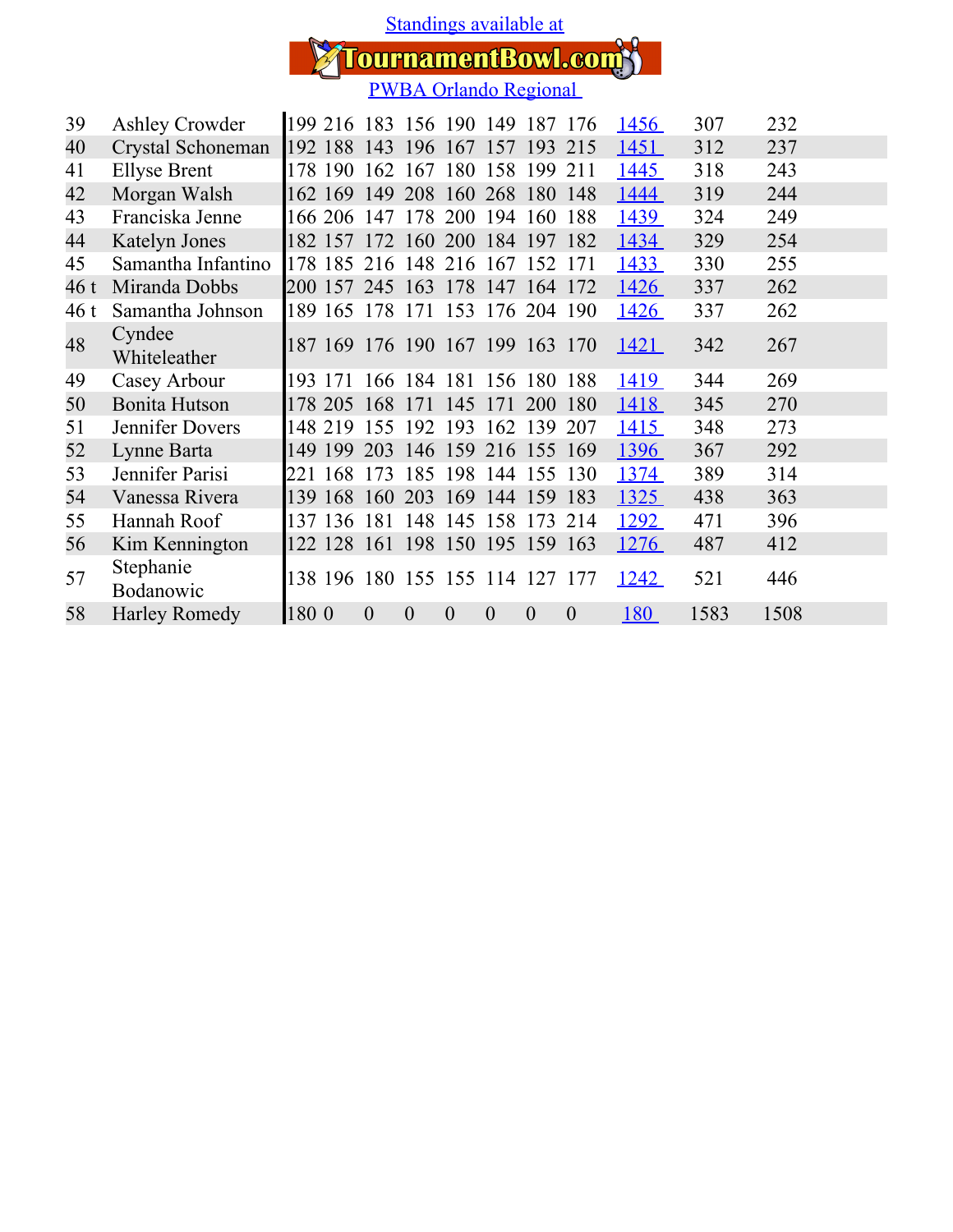Standings available at

TournamentBowl.com

PWBA Orlando Regional

| | | | | | | | | | | | | |
|---|---|---|---|---|---|---|---|---|---|---|---|---|
| 39 | Ashley Crowder | 199 | 216 | 183 | 156 | 190 | 149 | 187 | 176 | 1456 | 307 | 232 |
| 40 | Crystal Schoneman | 192 | 188 | 143 | 196 | 167 | 157 | 193 | 215 | 1451 | 312 | 237 |
| 41 | Ellyse Brent | 178 | 190 | 162 | 167 | 180 | 158 | 199 | 211 | 1445 | 318 | 243 |
| 42 | Morgan Walsh | 162 | 169 | 149 | 208 | 160 | 268 | 180 | 148 | 1444 | 319 | 244 |
| 43 | Franciska Jenne | 166 | 206 | 147 | 178 | 200 | 194 | 160 | 188 | 1439 | 324 | 249 |
| 44 | Katelyn Jones | 182 | 157 | 172 | 160 | 200 | 184 | 197 | 182 | 1434 | 329 | 254 |
| 45 | Samantha Infantino | 178 | 185 | 216 | 148 | 216 | 167 | 152 | 171 | 1433 | 330 | 255 |
| 46 t | Miranda Dobbs | 200 | 157 | 245 | 163 | 178 | 147 | 164 | 172 | 1426 | 337 | 262 |
| 46 t | Samantha Johnson | 189 | 165 | 178 | 171 | 153 | 176 | 204 | 190 | 1426 | 337 | 262 |
| 48 | Cyndee Whiteleather | 187 | 169 | 176 | 190 | 167 | 199 | 163 | 170 | 1421 | 342 | 267 |
| 49 | Casey Arbour | 193 | 171 | 166 | 184 | 181 | 156 | 180 | 188 | 1419 | 344 | 269 |
| 50 | Bonita Hutson | 178 | 205 | 168 | 171 | 145 | 171 | 200 | 180 | 1418 | 345 | 270 |
| 51 | Jennifer Dovers | 148 | 219 | 155 | 192 | 193 | 162 | 139 | 207 | 1415 | 348 | 273 |
| 52 | Lynne Barta | 149 | 199 | 203 | 146 | 159 | 216 | 155 | 169 | 1396 | 367 | 292 |
| 53 | Jennifer Parisi | 221 | 168 | 173 | 185 | 198 | 144 | 155 | 130 | 1374 | 389 | 314 |
| 54 | Vanessa Rivera | 139 | 168 | 160 | 203 | 169 | 144 | 159 | 183 | 1325 | 438 | 363 |
| 55 | Hannah Roof | 137 | 136 | 181 | 148 | 145 | 158 | 173 | 214 | 1292 | 471 | 396 |
| 56 | Kim Kennington | 122 | 128 | 161 | 198 | 150 | 195 | 159 | 163 | 1276 | 487 | 412 |
| 57 | Stephanie Bodanowic | 138 | 196 | 180 | 155 | 155 | 114 | 127 | 177 | 1242 | 521 | 446 |
| 58 | Harley Romedy | 180 | 0 | 0 | 0 | 0 | 0 | 0 | 0 | 180 | 1583 | 1508 |